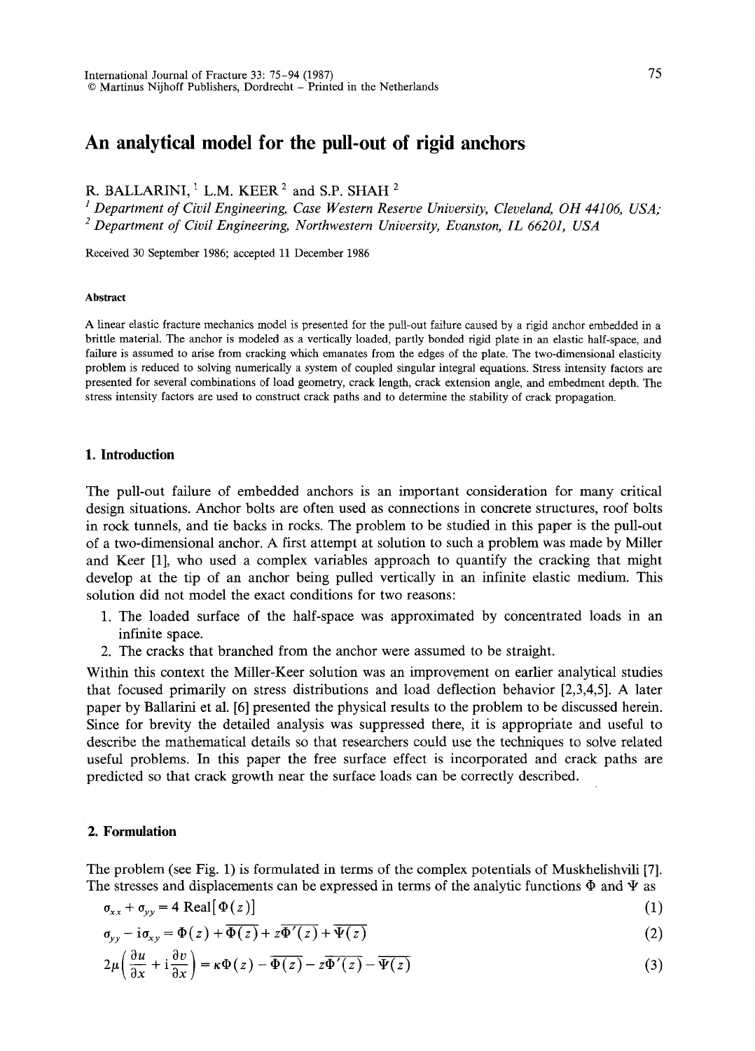# An analytical model for the pull-out of rigid anchors

R. BALLARINI, [1] L.M. KEER [2] and S.P. SHAH [2]

[1] *Department of Civil Engineering, Case Western Reserve University, Cleveland, OH 44106, USA;*
[2] *Department of Civil Engineering, Northwestern University, Evanston, IL 66201, USA*

Received 30 September 1986; accepted 11 December 1986

**Abstract**

A linear elastic fracture mechanics model is presented for the pull-out failure caused by a rigid anchor embedded in a brittle material. The anchor is modeled as a vertically loaded, partly bonded rigid plate in an elastic half-space, and failure is assumed to arise from cracking which emanates from the edges of the plate. The two-dimensional elasticity problem is reduced to solving numerically a system of coupled singular integral equations. Stress intensity factors are presented for several combinations of load geometry, crack length, crack extension angle, and embedment depth. The stress intensity factors are used to construct crack paths and to determine the stability of crack propagation.

## 1. Introduction

The pull-out failure of embedded anchors is an important consideration for many critical design situations. Anchor bolts are often used as connections in concrete structures, roof bolts in rock tunnels, and tie backs in rocks. The problem to be studied in this paper is the pull-out of a two-dimensional anchor. A first attempt at solution to such a problem was made by Miller and Keer [1], who used a complex variables approach to quantify the cracking that might develop at the tip of an anchor being pulled vertically in an infinite elastic medium. This solution did not model the exact conditions for two reasons:

1. The loaded surface of the half-space was approximated by concentrated loads in an infinite space.
2. The cracks that branched from the anchor were assumed to be straight.

Within this context the Miller-Keer solution was an improvement on earlier analytical studies that focused primarily on stress distributions and load deflection behavior [2,3,4,5]. A later paper by Ballarini et al. [6] presented the physical results to the problem to be discussed herein. Since for brevity the detailed analysis was suppressed there, it is appropriate and useful to describe the mathematical details so that researchers could use the techniques to solve related useful problems. In this paper the free surface effect is incorporated and crack paths are predicted so that crack growth near the surface loads can be correctly described.

## 2. Formulation

The problem (see Fig. 1) is formulated in terms of the complex potentials of Muskhelishvili [7]. The stresses and displacements can be expressed in terms of the analytic functions $\Phi$ and $\Psi$ as

$$\sigma_{xx} + \sigma_{yy} = 4\,\text{Real}[\Phi(z)] \tag{1}$$

$$\sigma_{yy} - \mathrm{i}\sigma_{xy} = \Phi(z) + \overline{\Phi(z)} + z\overline{\Phi'(z)} + \overline{\Psi(z)} \tag{2}$$

$$2\mu\left(\frac{\partial u}{\partial x} + \mathrm{i}\frac{\partial v}{\partial x}\right) = \kappa\Phi(z) - \overline{\Phi(z)} - z\overline{\Phi'(z)} - \overline{\Psi(z)} \tag{3}$$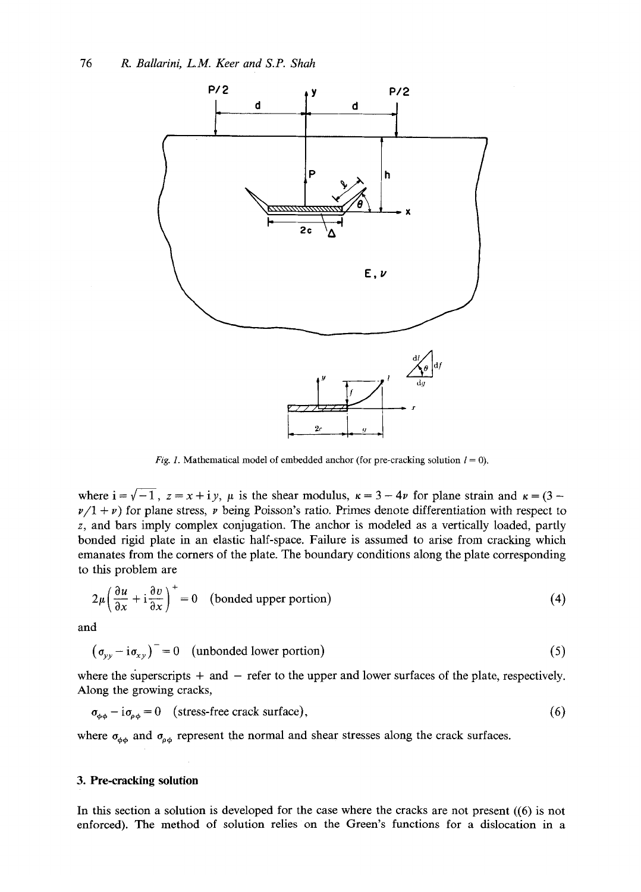Fig. 1. Mathematical model of embedded anchor (for pre-cracking solution $l = 0$).

where $\mathrm{i} = \sqrt{-1}$, $z = x + \mathrm{i}y$, $\mu$ is the shear modulus, $\kappa = 3 - 4\nu$ for plane strain and $\kappa = (3 - \nu/1 + \nu)$ for plane stress, $\nu$ being Poisson's ratio. Primes denote differentiation with respect to $z$, and bars imply complex conjugation. The anchor is modeled as a vertically loaded, partly bonded rigid plate in an elastic half-space. Failure is assumed to arise from cracking which emanates from the corners of the plate. The boundary conditions along the plate corresponding to this problem are

$$2\mu\left(\frac{\partial u}{\partial x} + \mathrm{i}\frac{\partial v}{\partial x}\right)^{+} = 0 \quad \text{(bonded upper portion)} \tag{4}$$

and

$$\left(\sigma_{yy} - \mathrm{i}\sigma_{xy}\right)^{-} = 0 \quad \text{(unbonded lower portion)} \tag{5}$$

where the superscripts + and − refer to the upper and lower surfaces of the plate, respectively. Along the growing cracks,

$$\sigma_{\phi\phi} - \mathrm{i}\sigma_{\rho\phi} = 0 \quad \text{(stress-free crack surface)}, \tag{6}$$

where $\sigma_{\phi\phi}$ and $\sigma_{\rho\phi}$ represent the normal and shear stresses along the crack surfaces.

## 3. Pre-cracking solution

In this section a solution is developed for the case where the cracks are not present ((6) is not enforced). The method of solution relies on the Green's functions for a dislocation in a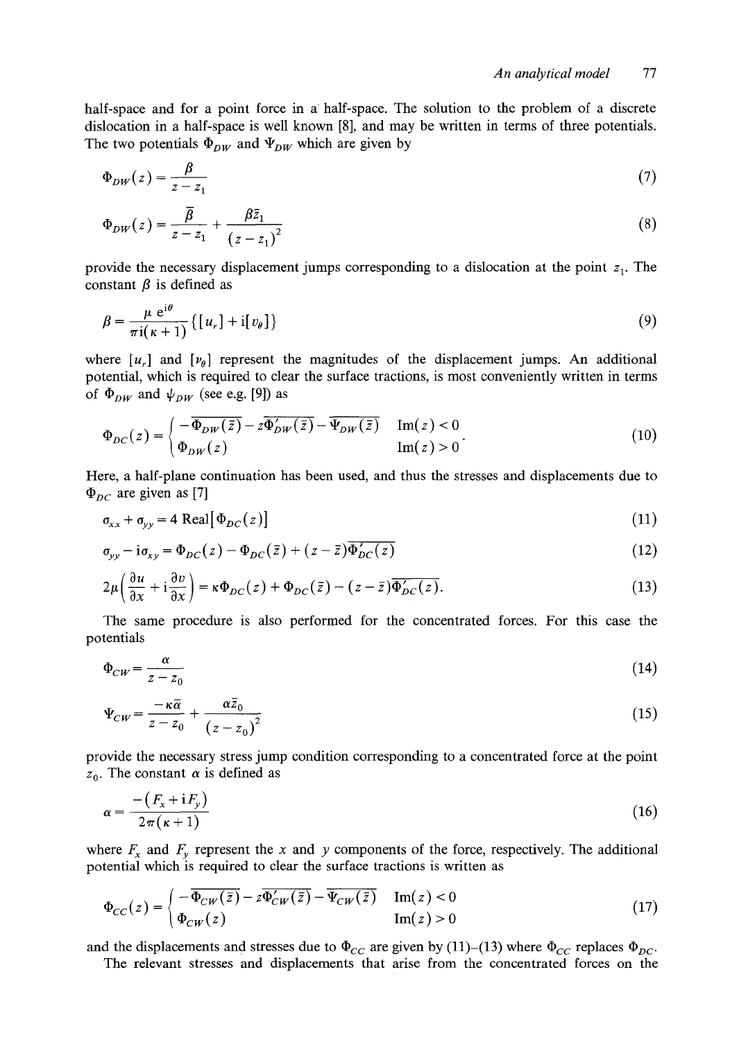half-space and for a point force in a half-space. The solution to the problem of a discrete dislocation in a half-space is well known [8], and may be written in terms of three potentials. The two potentials $\Phi_{DW}$ and $\Psi_{DW}$ which are given by

$$\Phi_{DW}(z) = \frac{\beta}{z - z_1} \tag{7}$$

$$\Phi_{DW}(z) = \frac{\bar{\beta}}{z - z_1} + \frac{\beta \bar{z}_1}{(z - z_1)^2} \tag{8}$$

provide the necessary displacement jumps corresponding to a dislocation at the point $z_1$. The constant $\beta$ is defined as

$$\beta = \frac{\mu \, e^{i\theta}}{\pi i(\kappa + 1)} \{[u_r] + i[v_\theta]\} \tag{9}$$

where $[u_r]$ and $[\nu_\theta]$ represent the magnitudes of the displacement jumps. An additional potential, which is required to clear the surface tractions, is most conveniently written in terms of $\Phi_{DW}$ and $\psi_{DW}$ (see e.g. [9]) as

$$\Phi_{DC}(z) = \begin{cases} -\overline{\Phi_{DW}(\bar{z})} - z\overline{\Phi'_{DW}(\bar{z})} - \overline{\Psi_{DW}(\bar{z})} & \text{Im}(z) < 0 \\ \Phi_{DW}(z) & \text{Im}(z) > 0 \end{cases}. \tag{10}$$

Here, a half-plane continuation has been used, and thus the stresses and displacements due to $\Phi_{DC}$ are given as [7]

$$\sigma_{xx} + \sigma_{yy} = 4 \, \text{Real}[\Phi_{DC}(z)] \tag{11}$$

$$\sigma_{yy} - i\sigma_{xy} = \Phi_{DC}(z) - \Phi_{DC}(\bar{z}) + (z - \bar{z})\overline{\Phi'_{DC}(z)} \tag{12}$$

$$2\mu\left(\frac{\partial u}{\partial x} + i\frac{\partial v}{\partial x}\right) = \kappa\Phi_{DC}(z) + \Phi_{DC}(\bar{z}) - (z - \bar{z})\overline{\Phi'_{DC}(z)}. \tag{13}$$

The same procedure is also performed for the concentrated forces. For this case the potentials

$$\Phi_{CW} = \frac{\alpha}{z - z_0} \tag{14}$$

$$\Psi_{CW} = \frac{-\kappa\bar{\alpha}}{z - z_0} + \frac{\alpha \bar{z}_0}{(z - z_0)^2} \tag{15}$$

provide the necessary stress jump condition corresponding to a concentrated force at the point $z_0$. The constant $\alpha$ is defined as

$$\alpha = \frac{-(F_x + iF_y)}{2\pi(\kappa + 1)} \tag{16}$$

where $F_x$ and $F_y$ represent the $x$ and $y$ components of the force, respectively. The additional potential which is required to clear the surface tractions is written as

$$\Phi_{CC}(z) = \begin{cases} -\overline{\Phi_{CW}(\bar{z})} - z\overline{\Phi'_{CW}(\bar{z})} - \overline{\Psi_{CW}(\bar{z})} & \text{Im}(z) < 0 \\ \Phi_{CW}(z) & \text{Im}(z) > 0 \end{cases} \tag{17}$$

and the displacements and stresses due to $\Phi_{CC}$ are given by (11)–(13) where $\Phi_{CC}$ replaces $\Phi_{DC}$.

The relevant stresses and displacements that arise from the concentrated forces on the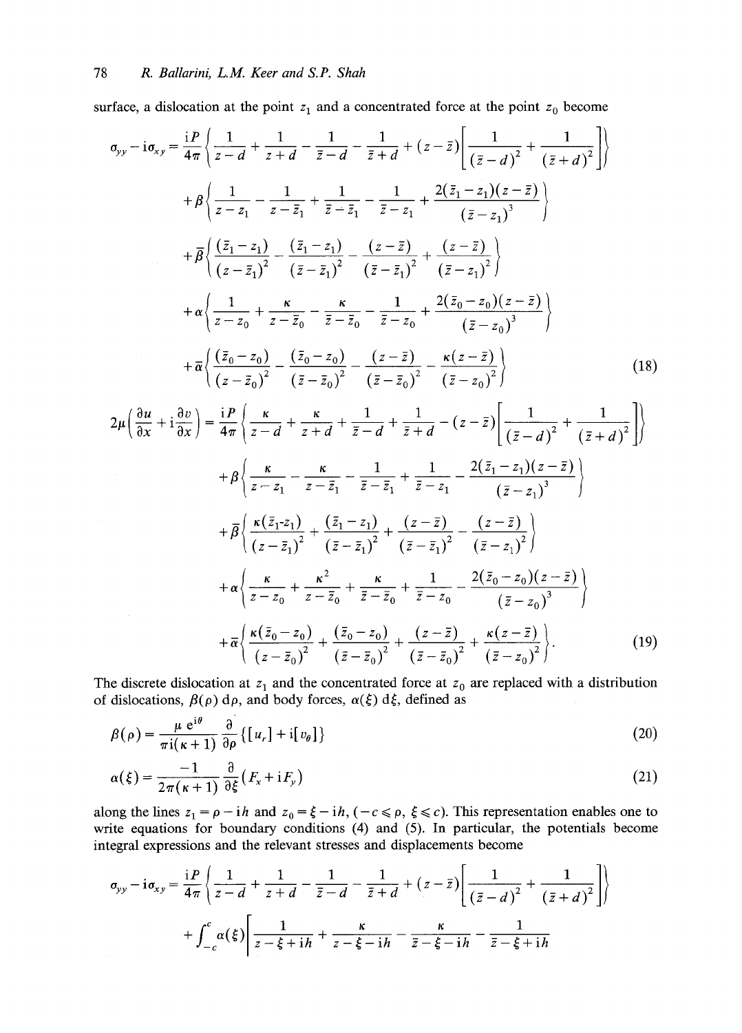surface, a dislocation at the point $z_1$ and a concentrated force at the point $z_0$ become

$$
\begin{aligned}
\sigma_{yy} - \mathrm{i}\sigma_{xy} = {} & \frac{\mathrm{i}P}{4\pi}\left\{\frac{1}{z-d} + \frac{1}{z+d} - \frac{1}{\bar{z}-d} - \frac{1}{\bar{z}+d} + (z-\bar{z})\left[\frac{1}{(\bar{z}-d)^2} + \frac{1}{(\bar{z}+d)^2}\right]\right\} \\
& + \beta\left\{\frac{1}{z-z_1} - \frac{1}{z-\bar{z}_1} + \frac{1}{\bar{z}-\bar{z}_1} - \frac{1}{\bar{z}-z_1} + \frac{2(\bar{z}_1-z_1)(z-\bar{z})}{(\bar{z}-z_1)^3}\right\} \\
& + \bar{\beta}\left\{\frac{(\bar{z}_1-z_1)}{(z-\bar{z}_1)^2} - \frac{(\bar{z}_1-z_1)}{(\bar{z}-\bar{z}_1)^2} - \frac{(z-\bar{z})}{(\bar{z}-\bar{z}_1)^2} + \frac{(z-\bar{z})}{(\bar{z}-z_1)^2}\right\} \\
& + \alpha\left\{\frac{1}{z-z_0} + \frac{\kappa}{z-\bar{z}_0} - \frac{\kappa}{\bar{z}-\bar{z}_0} - \frac{1}{\bar{z}-z_0} + \frac{2(\bar{z}_0-z_0)(z-\bar{z})}{(\bar{z}-z_0)^3}\right\} \\
& + \bar{\alpha}\left\{\frac{(\bar{z}_0-z_0)}{(z-\bar{z}_0)^2} - \frac{(\bar{z}_0-z_0)}{(\bar{z}-\bar{z}_0)^2} - \frac{(z-\bar{z})}{(\bar{z}-\bar{z}_0)^2} - \frac{\kappa(z-\bar{z})}{(\bar{z}-z_0)^2}\right\}
\end{aligned}
\tag{18}
$$

$$
\begin{aligned}
2\mu\left(\frac{\partial u}{\partial x} + \mathrm{i}\frac{\partial v}{\partial x}\right) = {} & \frac{\mathrm{i}P}{4\pi}\left\{\frac{\kappa}{z-d} + \frac{\kappa}{z+d} + \frac{1}{\bar{z}-d} + \frac{1}{\bar{z}+d} - (z-\bar{z})\left[\frac{1}{(\bar{z}-d)^2} + \frac{1}{(\bar{z}+d)^2}\right]\right\} \\
& + \beta\left\{\frac{\kappa}{z-z_1} - \frac{\kappa}{z-\bar{z}_1} - \frac{1}{\bar{z}-\bar{z}_1} + \frac{1}{\bar{z}-z_1} - \frac{2(\bar{z}_1-z_1)(z-\bar{z})}{(\bar{z}-z_1)^3}\right\} \\
& + \bar{\beta}\left\{\frac{\kappa(\bar{z}_1-z_1)}{(z-\bar{z}_1)^2} + \frac{(\bar{z}_1-z_1)}{(\bar{z}-\bar{z}_1)^2} + \frac{(z-\bar{z})}{(\bar{z}-\bar{z}_1)^2} - \frac{(z-\bar{z})}{(\bar{z}-z_1)^2}\right\} \\
& + \alpha\left\{\frac{\kappa}{z-z_0} + \frac{\kappa^2}{z-\bar{z}_0} + \frac{\kappa}{\bar{z}-\bar{z}_0} + \frac{1}{\bar{z}-z_0} - \frac{2(\bar{z}_0-z_0)(z-\bar{z})}{(\bar{z}-z_0)^3}\right\} \\
& + \bar{\alpha}\left\{\frac{\kappa(\bar{z}_0-z_0)}{(z-\bar{z}_0)^2} + \frac{(\bar{z}_0-z_0)}{(\bar{z}-\bar{z}_0)^2} + \frac{(z-\bar{z})}{(\bar{z}-\bar{z}_0)^2} + \frac{\kappa(z-\bar{z})}{(\bar{z}-z_0)^2}\right\}.
\end{aligned}
\tag{19}
$$

The discrete dislocation at $z_1$ and the concentrated force at $z_0$ are replaced with a distribution of dislocations, $\beta(\rho)\,\mathrm{d}\rho$, and body forces, $\alpha(\xi)\,\mathrm{d}\xi$, defined as

$$
\beta(\rho) = \frac{\mu\,\mathrm{e}^{\mathrm{i}\theta}}{\pi\mathrm{i}(\kappa+1)}\frac{\partial}{\partial\rho}\{[u_r] + \mathrm{i}[v_\theta]\}
\tag{20}
$$

$$
\alpha(\xi) = \frac{-1}{2\pi(\kappa+1)}\frac{\partial}{\partial\xi}(F_x + \mathrm{i}F_y)
\tag{21}
$$

along the lines $z_1 = \rho - \mathrm{i}h$ and $z_0 = \xi - \mathrm{i}h$, $(-c \leqslant \rho,\ \xi \leqslant c)$. This representation enables one to write equations for boundary conditions (4) and (5). In particular, the potentials become integral expressions and the relevant stresses and displacements become

$$
\begin{aligned}
\sigma_{yy} - \mathrm{i}\sigma_{xy} = {} & \frac{\mathrm{i}P}{4\pi}\left\{\frac{1}{z-d} + \frac{1}{z+d} - \frac{1}{\bar{z}-d} - \frac{1}{\bar{z}+d} + (z-\bar{z})\left[\frac{1}{(\bar{z}-d)^2} + \frac{1}{(\bar{z}+d)^2}\right]\right\} \\
& + \int_{-c}^{c}\alpha(\xi)\left[\frac{1}{z-\xi+\mathrm{i}h} + \frac{\kappa}{z-\xi-\mathrm{i}h} - \frac{\kappa}{\bar{z}-\xi-\mathrm{i}h} - \frac{1}{\bar{z}-\xi+\mathrm{i}h}\right.
\end{aligned}
$$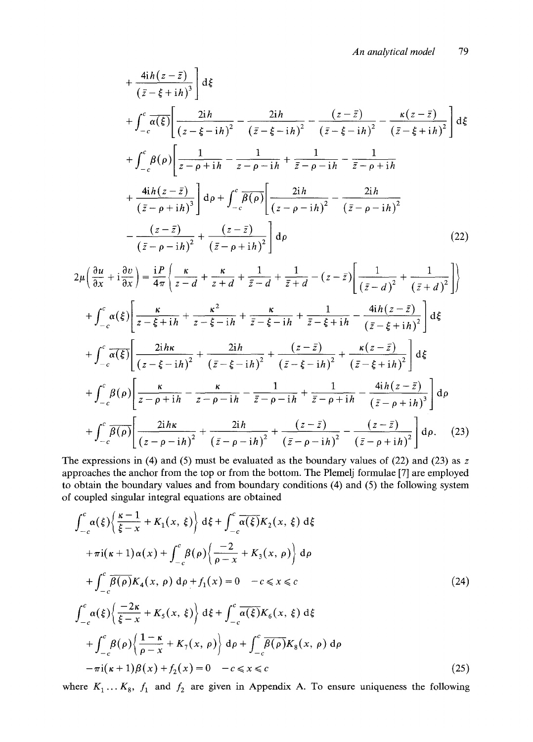$$
+ \frac{4ih(z-\bar{z})}{(\bar{z}-\xi+ih)^3}\Bigg] d\xi
$$

$$
+ \int_{-c}^{c} \overline{\alpha(\xi)} \left[ \frac{2ih}{(z-\xi-ih)^2} - \frac{2ih}{(\bar{z}-\xi-ih)^2} - \frac{(z-\bar{z})}{(\bar{z}-\xi-ih)^2} - \frac{\kappa(z-\bar{z})}{(\bar{z}-\xi+ih)^2} \right] d\xi
$$

$$
+ \int_{-c}^{c} \beta(\rho) \left[ \frac{1}{z-\rho+ih} - \frac{1}{z-\rho-ih} + \frac{1}{\bar{z}-\rho-ih} - \frac{1}{\bar{z}-\rho+ih} \right.
$$

$$
\left. + \frac{4ih(z-\bar{z})}{(\bar{z}-\rho+ih)^3} \right] d\rho + \int_{-c}^{c} \overline{\beta(\rho)} \left[ \frac{2ih}{(z-\rho-ih)^2} - \frac{2ih}{(\bar{z}-\rho-ih)^2} \right.
$$

$$
\left. - \frac{(z-\bar{z})}{(\bar{z}-\rho-ih)^2} + \frac{(z-\bar{z})}{(\bar{z}-\rho+ih)^2} \right] d\rho \tag{22}
$$

$$
2\mu\left(\frac{\partial u}{\partial x} + i\frac{\partial v}{\partial x}\right) = \frac{iP}{4\pi}\left\{ \frac{\kappa}{z-d} + \frac{\kappa}{z+d} + \frac{1}{\bar{z}-d} + \frac{1}{\bar{z}+d} - (z-\bar{z})\left[ \frac{1}{(\bar{z}-d)^2} + \frac{1}{(\bar{z}+d)^2} \right] \right\}
$$

$$
+ \int_{-c}^{c} \alpha(\xi) \left[ \frac{\kappa}{z-\xi+ih} + \frac{\kappa^2}{z-\xi-ih} + \frac{\kappa}{\bar{z}-\xi-ih} + \frac{1}{\bar{z}-\xi+ih} - \frac{4ih(z-\bar{z})}{(\bar{z}-\xi+ih)^2} \right] d\xi
$$

$$
+ \int_{-c}^{c} \overline{\alpha(\xi)} \left[ \frac{2ih\kappa}{(z-\xi-ih)^2} + \frac{2ih}{(\bar{z}-\xi-ih)^2} + \frac{(z-\bar{z})}{(\bar{z}-\xi-ih)^2} + \frac{\kappa(z-\bar{z})}{(\bar{z}-\xi+ih)^2} \right] d\xi
$$

$$
+ \int_{-c}^{c} \beta(\rho) \left[ \frac{\kappa}{z-\rho+ih} - \frac{\kappa}{z-\rho-ih} - \frac{1}{\bar{z}-\rho-ih} + \frac{1}{\bar{z}-\rho+ih} - \frac{4ih(z-\bar{z})}{(\bar{z}-\rho+ih)^3} \right] d\rho
$$

$$
+ \int_{-c}^{c} \overline{\beta(\rho)} \left[ \frac{2ih\kappa}{(z-\rho-ih)^2} + \frac{2ih}{(\bar{z}-\rho-ih)^2} + \frac{(z-\bar{z})}{(\bar{z}-\rho-ih)^2} - \frac{(z-\bar{z})}{(\bar{z}-\rho+ih)^2} \right] d\rho. \tag{23}
$$

The expressions in (4) and (5) must be evaluated as the boundary values of (22) and (23) as $z$ approaches the anchor from the top or from the bottom. The Plemelj formulae [7] are employed to obtain the boundary values and from boundary conditions (4) and (5) the following system of coupled singular integral equations are obtained

$$
\int_{-c}^{c} \alpha(\xi) \left\{ \frac{\kappa-1}{\xi-x} + K_1(x,\xi) \right\} d\xi + \int_{-c}^{c} \overline{\alpha(\xi)} K_2(x,\xi)\, d\xi
$$

$$
+ \pi i(\kappa+1)\alpha(x) + \int_{-c}^{c} \beta(\rho) \left\{ \frac{-2}{\rho-x} + K_3(x,\rho) \right\} d\rho
$$

$$
+ \int_{-c}^{c} \overline{\beta(\rho)} K_4(x,\rho)\, d\rho + f_1(x) = 0 \quad -c \leqslant x \leqslant c \tag{24}
$$

$$
\int_{-c}^{c} \alpha(\xi) \left\{ \frac{-2\kappa}{\xi-x} + K_5(x,\xi) \right\} d\xi + \int_{-c}^{c} \overline{\alpha(\xi)} K_6(x,\xi)\, d\xi
$$

$$
+ \int_{-c}^{c} \beta(\rho) \left\{ \frac{1-\kappa}{\rho-x} + K_7(x,\rho) \right\} d\rho + \int_{-c}^{c} \overline{\beta(\rho)} K_8(x,\rho)\, d\rho
$$

$$
- \pi i(\kappa+1)\beta(x) + f_2(x) = 0 \quad -c \leqslant x \leqslant c \tag{25}
$$

where $K_1 \ldots K_8$, $f_1$ and $f_2$ are given in Appendix A. To ensure uniqueness the following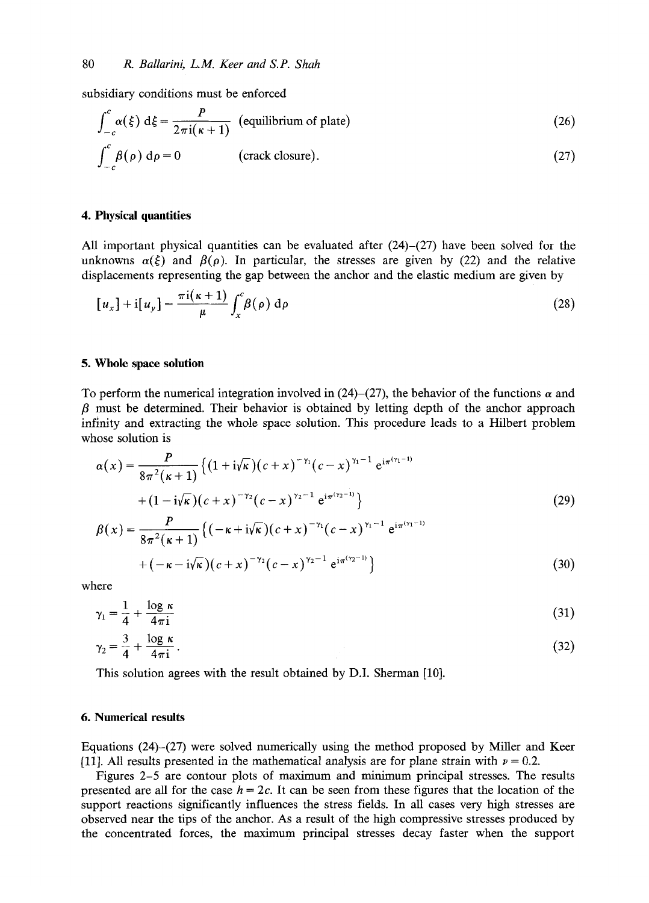subsidiary conditions must be enforced

$$\int_{-c}^{c} \alpha(\xi)\, \mathrm{d}\xi = \frac{P}{2\pi \mathrm{i}(\kappa+1)} \quad \text{(equilibrium of plate)} \tag{26}$$

$$\int_{-c}^{c} \beta(\rho)\, \mathrm{d}\rho = 0 \qquad \text{(crack closure).} \tag{27}$$

## 4. Physical quantities

All important physical quantities can be evaluated after (24)–(27) have been solved for the unknowns $\alpha(\xi)$ and $\beta(\rho)$. In particular, the stresses are given by (22) and the relative displacements representing the gap between the anchor and the elastic medium are given by

$$[u_x] + \mathrm{i}[u_y] = \frac{\pi \mathrm{i}(\kappa+1)}{\mu} \int_{x}^{c} \beta(\rho)\, \mathrm{d}\rho \tag{28}$$

## 5. Whole space solution

To perform the numerical integration involved in (24)–(27), the behavior of the functions $\alpha$ and $\beta$ must be determined. Their behavior is obtained by letting depth of the anchor approach infinity and extracting the whole space solution. This procedure leads to a Hilbert problem whose solution is

$$\alpha(x) = \frac{P}{8\pi^2(\kappa+1)} \left\{ (1+\mathrm{i}\sqrt{\kappa})(c+x)^{-\gamma_1}(c-x)^{\gamma_1-1}\, \mathrm{e}^{\mathrm{i}\pi(\gamma_1-1)} + (1-\mathrm{i}\sqrt{\kappa})(c+x)^{-\gamma_2}(c-x)^{\gamma_2-1}\, \mathrm{e}^{\mathrm{i}\pi(\gamma_2-1)} \right\} \tag{29}$$

$$\beta(x) = \frac{P}{8\pi^2(\kappa+1)} \left\{ (-\kappa+\mathrm{i}\sqrt{\kappa})(c+x)^{-\gamma_1}(c-x)^{\gamma_1-1}\, \mathrm{e}^{\mathrm{i}\pi(\gamma_1-1)} + (-\kappa-\mathrm{i}\sqrt{\kappa})(c+x)^{-\gamma_2}(c-x)^{\gamma_2-1}\, \mathrm{e}^{\mathrm{i}\pi(\gamma_2-1)} \right\} \tag{30}$$

where

$$\gamma_1 = \frac{1}{4} + \frac{\log \kappa}{4\pi \mathrm{i}} \tag{31}$$

$$\gamma_2 = \frac{3}{4} + \frac{\log \kappa}{4\pi \mathrm{i}}. \tag{32}$$

This solution agrees with the result obtained by D.I. Sherman [10].

## 6. Numerical results

Equations (24)–(27) were solved numerically using the method proposed by Miller and Keer [11]. All results presented in the mathematical analysis are for plane strain with $\nu = 0.2$.

Figures 2–5 are contour plots of maximum and minimum principal stresses. The results presented are all for the case $h = 2c$. It can be seen from these figures that the location of the support reactions significantly influences the stress fields. In all cases very high stresses are observed near the tips of the anchor. As a result of the high compressive stresses produced by the concentrated forces, the maximum principal stresses decay faster when the support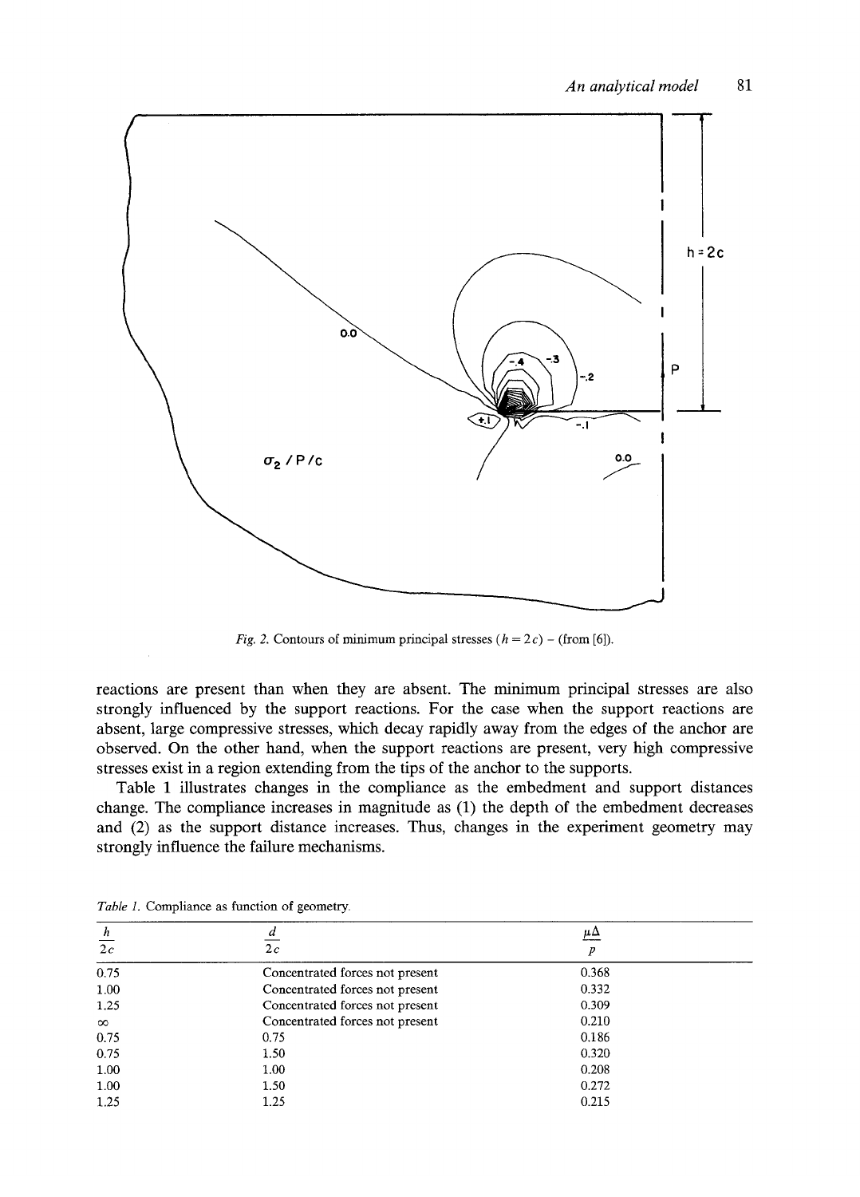Fig. 2. Contours of minimum principal stresses ($h = 2c$) – (from [6]).

reactions are present than when they are absent. The minimum principal stresses are also strongly influenced by the support reactions. For the case when the support reactions are absent, large compressive stresses, which decay rapidly away from the edges of the anchor are observed. On the other hand, when the support reactions are present, very high compressive stresses exist in a region extending from the tips of the anchor to the supports.

Table 1 illustrates changes in the compliance as the embedment and support distances change. The compliance increases in magnitude as (1) the depth of the embedment decreases and (2) as the support distance increases. Thus, changes in the experiment geometry may strongly influence the failure mechanisms.

*Table 1.* Compliance as function of geometry.

| $\frac{h}{2c}$ | $\frac{d}{2c}$ | $\frac{\mu\Delta}{P}$ |
|---|---|---|
| 0.75 | Concentrated forces not present | 0.368 |
| 1.00 | Concentrated forces not present | 0.332 |
| 1.25 | Concentrated forces not present | 0.309 |
| $\infty$ | Concentrated forces not present | 0.210 |
| 0.75 | 0.75 | 0.186 |
| 0.75 | 1.50 | 0.320 |
| 1.00 | 1.00 | 0.208 |
| 1.00 | 1.50 | 0.272 |
| 1.25 | 1.25 | 0.215 |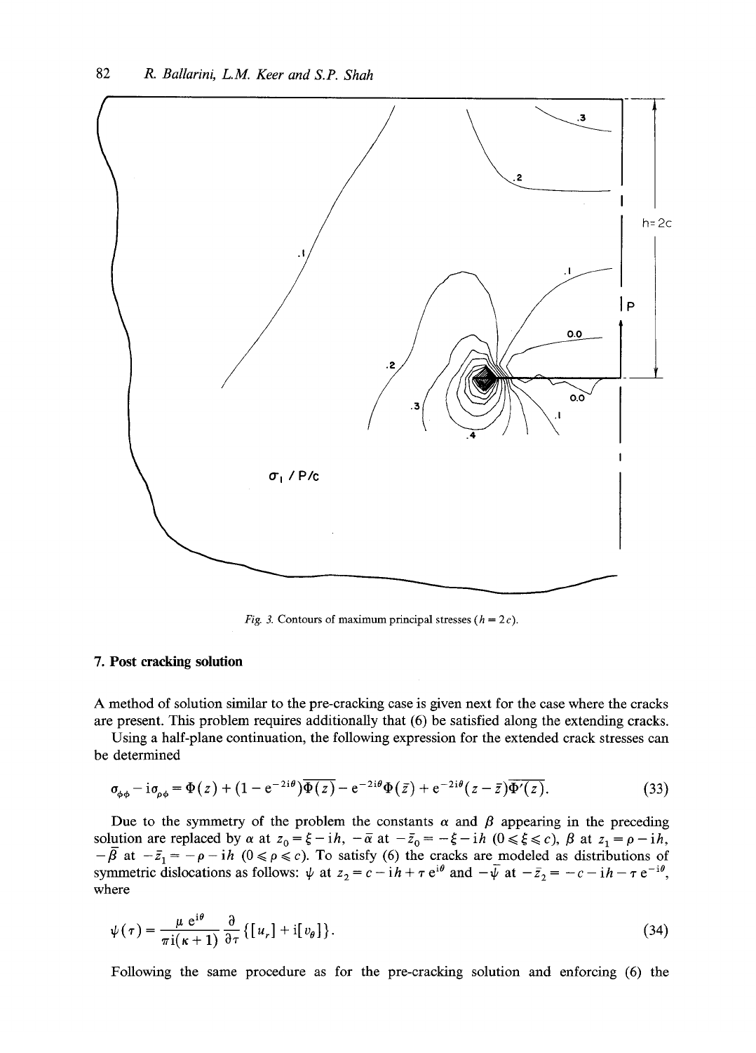*Fig. 3.* Contours of maximum principal stresses ($h = 2c$).

## 7. Post cracking solution

A method of solution similar to the pre-cracking case is given next for the case where the cracks are present. This problem requires additionally that (6) be satisfied along the extending cracks.

Using a half-plane continuation, the following expression for the extended crack stresses can be determined

$$\sigma_{\phi\phi} - \mathrm{i}\sigma_{\rho\phi} = \Phi(z) + (1 - \mathrm{e}^{-2\mathrm{i}\theta})\overline{\Phi(z)} - \mathrm{e}^{-2\mathrm{i}\theta}\Phi(\bar{z}) + \mathrm{e}^{-2\mathrm{i}\theta}(z - \bar{z})\overline{\Phi'(z)}. \tag{33}$$

Due to the symmetry of the problem the constants $\alpha$ and $\beta$ appearing in the preceding solution are replaced by $\alpha$ at $z_0 = \xi - \mathrm{i}h$, $-\bar{\alpha}$ at $-\bar{z}_0 = -\xi - \mathrm{i}h$ $(0 \leqslant \xi \leqslant c)$, $\beta$ at $z_1 = \rho - \mathrm{i}h$, $-\bar{\beta}$ at $-\bar{z}_1 = -\rho - \mathrm{i}h$ $(0 \leqslant \rho \leqslant c)$. To satisfy (6) the cracks are modeled as distributions of symmetric dislocations as follows: $\psi$ at $z_2 = c - \mathrm{i}h + \tau\,\mathrm{e}^{\mathrm{i}\theta}$ and $-\bar{\psi}$ at $-\bar{z}_2 = -c - \mathrm{i}h - \tau\,\mathrm{e}^{-\mathrm{i}\theta}$, where

$$\psi(\tau) = \frac{\mu\,\mathrm{e}^{\mathrm{i}\theta}}{\pi\mathrm{i}(\kappa + 1)}\frac{\partial}{\partial\tau}\{[u_r] + \mathrm{i}[v_\theta]\}. \tag{34}$$

Following the same procedure as for the pre-cracking solution and enforcing (6) the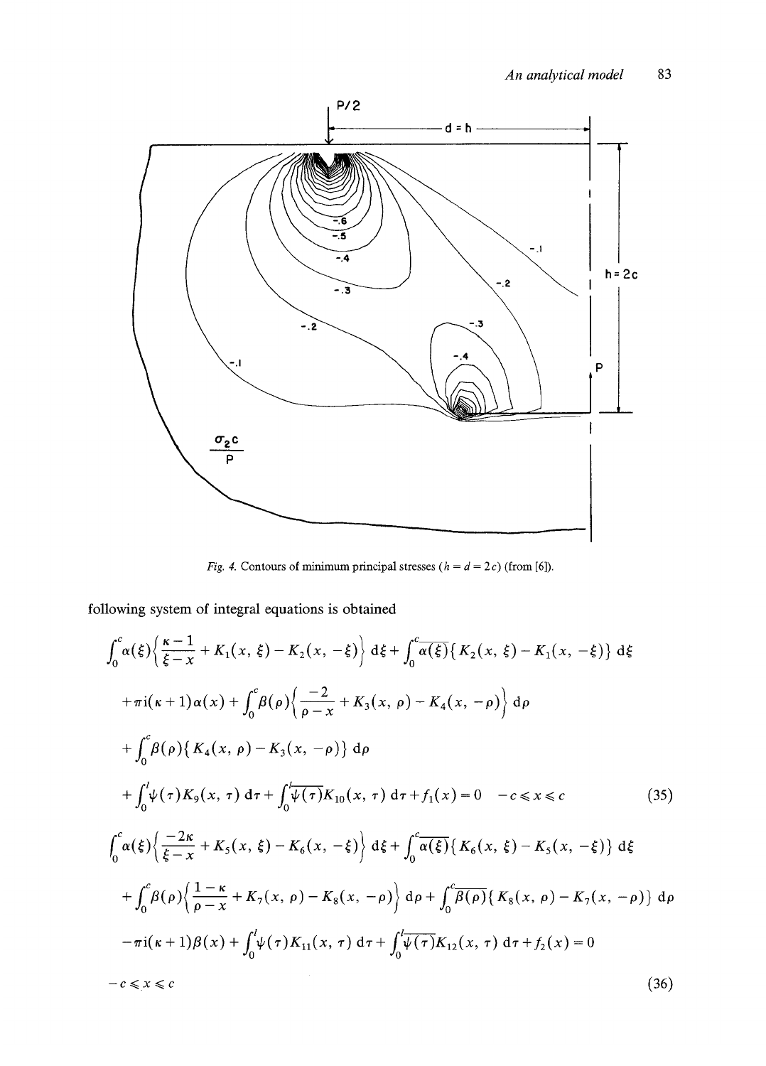Fig. 4. Contours of minimum principal stresses ($h = d = 2c$) (from [6]).

following system of integral equations is obtained

$$\int_0^c \alpha(\xi)\left\{\frac{\kappa-1}{\xi-x}+K_1(x,\xi)-K_2(x,-\xi)\right\}\mathrm{d}\xi+\int_0^c \overline{\alpha(\xi)}\{K_2(x,\xi)-K_1(x,-\xi)\}\,\mathrm{d}\xi$$

$$+\pi\mathrm{i}(\kappa+1)\alpha(x)+\int_0^c \beta(\rho)\left\{\frac{-2}{\rho-x}+K_3(x,\rho)-K_4(x,-\rho)\right\}\mathrm{d}\rho$$

$$+\int_0^c \beta(\rho)\{K_4(x,\rho)-K_3(x,-\rho)\}\,\mathrm{d}\rho$$

$$+\int_0^l \psi(\tau)K_9(x,\tau)\,\mathrm{d}\tau+\int_0^l \overline{\psi(\tau)}K_{10}(x,\tau)\,\mathrm{d}\tau+f_1(x)=0 \quad -c\leqslant x\leqslant c \tag{35}$$

$$\int_0^c \alpha(\xi)\left\{\frac{-2\kappa}{\xi-x}+K_5(x,\xi)-K_6(x,-\xi)\right\}\mathrm{d}\xi+\int_0^c \overline{\alpha(\xi)}\{K_6(x,\xi)-K_5(x,-\xi)\}\,\mathrm{d}\xi$$

$$+\int_0^c \beta(\rho)\left\{\frac{1-\kappa}{\rho-x}+K_7(x,\rho)-K_8(x,-\rho)\right\}\mathrm{d}\rho+\int_0^c \overline{\beta(\rho)}\{K_8(x,\rho)-K_7(x,-\rho)\}\,\mathrm{d}\rho$$

$$-\pi\mathrm{i}(\kappa+1)\beta(x)+\int_0^l \psi(\tau)K_{11}(x,\tau)\,\mathrm{d}\tau+\int_0^l \overline{\psi(\tau)}K_{12}(x,\tau)\,\mathrm{d}\tau+f_2(x)=0$$

$$-c\leqslant x\leqslant c \tag{36}$$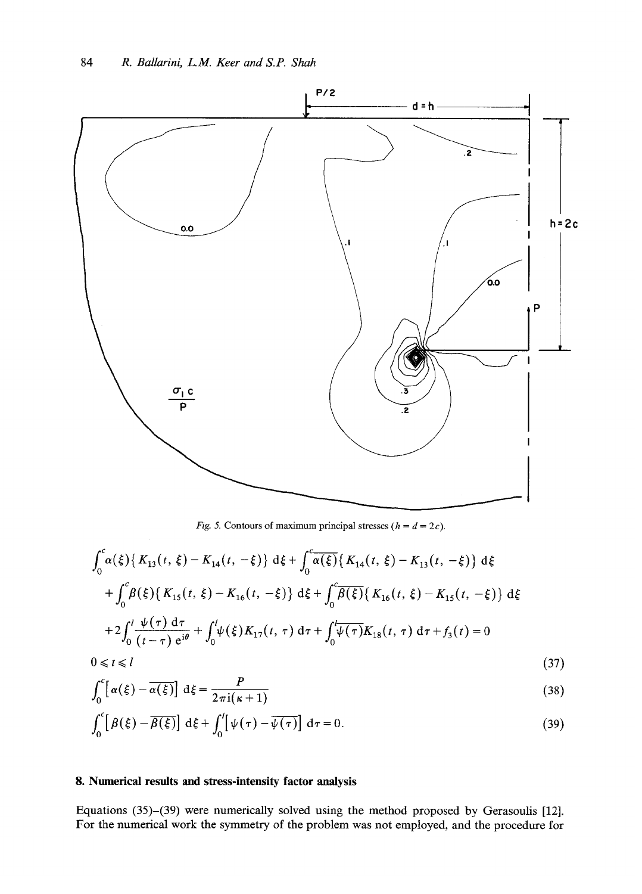Fig. 5. Contours of maximum principal stresses ($h = d = 2c$).

$$\int_0^c \alpha(\xi)\{K_{13}(t, \xi) - K_{14}(t, -\xi)\}\, \mathrm{d}\xi + \int_0^c \overline{\alpha(\xi)}\{K_{14}(t, \xi) - K_{13}(t, -\xi)\}\, \mathrm{d}\xi$$

$$+ \int_0^c \beta(\xi)\{K_{15}(t, \xi) - K_{16}(t, -\xi)\}\, \mathrm{d}\xi + \int_0^c \overline{\beta(\xi)}\{K_{16}(t, \xi) - K_{15}(t, -\xi)\}\, \mathrm{d}\xi$$

$$+ 2\int_0^l \frac{\psi(\tau)\, \mathrm{d}\tau}{(t-\tau)\, \mathrm{e}^{\mathrm{i}\theta}} + \int_0^l \psi(\xi) K_{17}(t, \tau)\, \mathrm{d}\tau + \int_0^l \overline{\psi(\tau)} K_{18}(t, \tau)\, \mathrm{d}\tau + f_3(t) = 0$$

$$0 \leqslant t \leqslant l \tag{37}$$

$$\int_0^c \left[\alpha(\xi) - \overline{\alpha(\xi)}\right] \mathrm{d}\xi = \frac{P}{2\pi \mathrm{i}(\kappa + 1)} \tag{38}$$

$$\int_0^c \left[\beta(\xi) - \overline{\beta(\xi)}\right] \mathrm{d}\xi + \int_0^l \left[\psi(\tau) - \overline{\psi(\tau)}\right] \mathrm{d}\tau = 0. \tag{39}$$

## 8. Numerical results and stress-intensity factor analysis

Equations (35)–(39) were numerically solved using the method proposed by Gerasoulis [12]. For the numerical work the symmetry of the problem was not employed, and the procedure for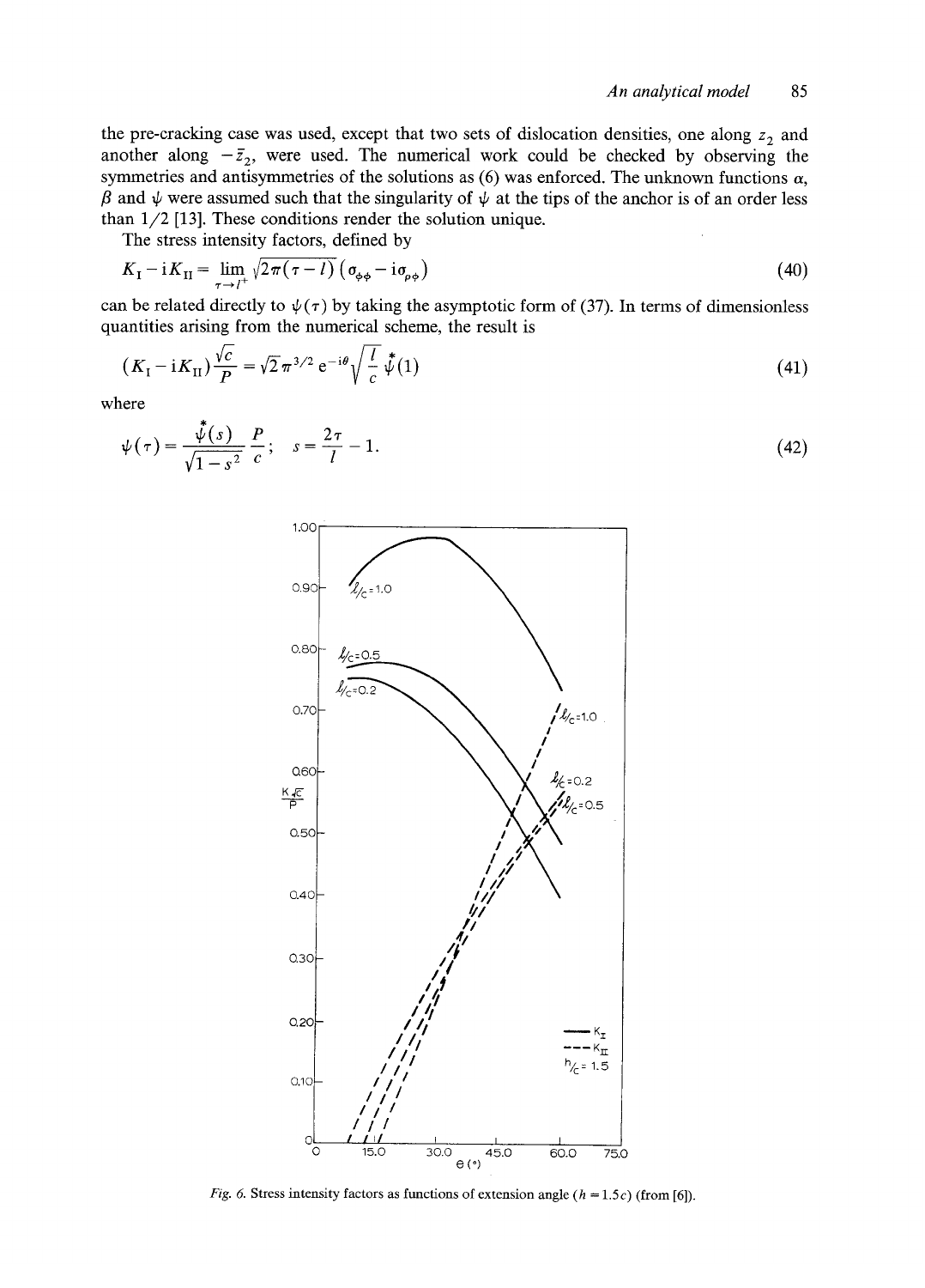the pre-cracking case was used, except that two sets of dislocation densities, one along $z_2$ and another along $-\bar{z}_2$, were used. The numerical work could be checked by observing the symmetries and antisymmetries of the solutions as (6) was enforced. The unknown functions $\alpha$, $\beta$ and $\psi$ were assumed such that the singularity of $\psi$ at the tips of the anchor is of an order less than 1/2 [13]. These conditions render the solution unique.

The stress intensity factors, defined by

$$K_{\mathrm{I}} - \mathrm{i}K_{\mathrm{II}} = \lim_{\tau \to l^+} \sqrt{2\pi(\tau - l)}\,(\sigma_{\phi\phi} - \mathrm{i}\sigma_{\rho\phi}) \tag{40}$$

can be related directly to $\psi(\tau)$ by taking the asymptotic form of (37). In terms of dimensionless quantities arising from the numerical scheme, the result is

$$(K_{\mathrm{I}} - \mathrm{i}K_{\mathrm{II}})\frac{\sqrt{c}}{P} = \sqrt{2}\,\pi^{3/2}\,\mathrm{e}^{-\mathrm{i}\theta}\sqrt{\frac{l}{c}}\,\overset{*}{\psi}(1) \tag{41}$$

where

$$\psi(\tau) = \frac{\overset{*}{\psi}(s)}{\sqrt{1 - s^2}}\,\frac{P}{c}; \quad s = \frac{2\tau}{l} - 1. \tag{42}$$

Fig. 6. Stress intensity factors as functions of extension angle ($h = 1.5c$) (from [6]).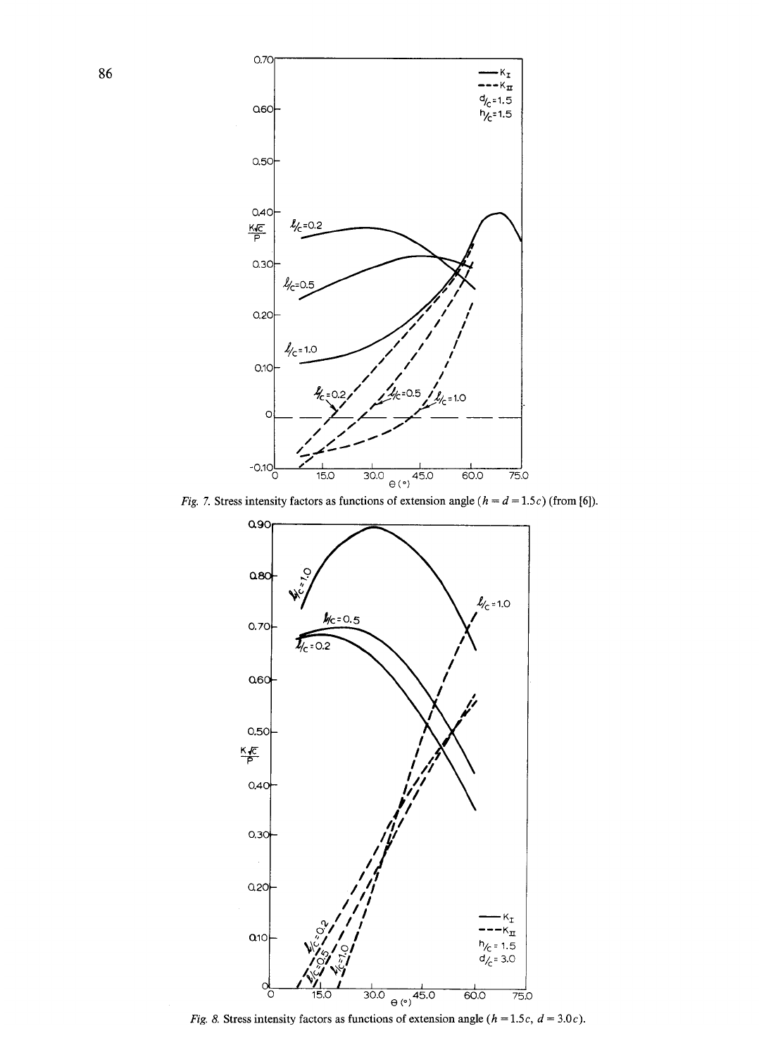*Fig. 7.* Stress intensity factors as functions of extension angle ($h = d = 1.5c$) (from [6]).

*Fig. 8.* Stress intensity factors as functions of extension angle ($h = 1.5c$, $d = 3.0c$).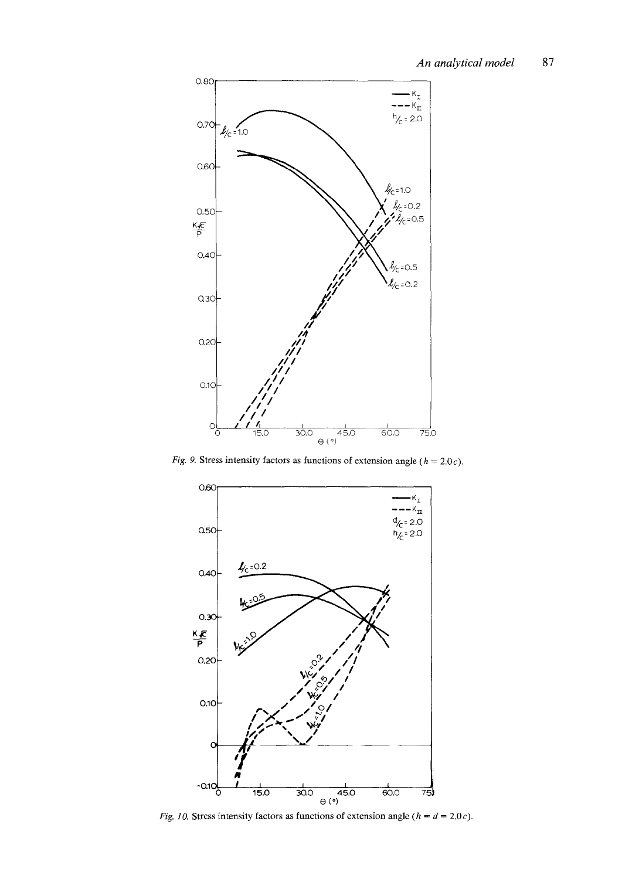Fig. 9. Stress intensity factors as functions of extension angle ($h = 2.0c$).

Fig. 10. Stress intensity factors as functions of extension angle ($h = d = 2.0c$).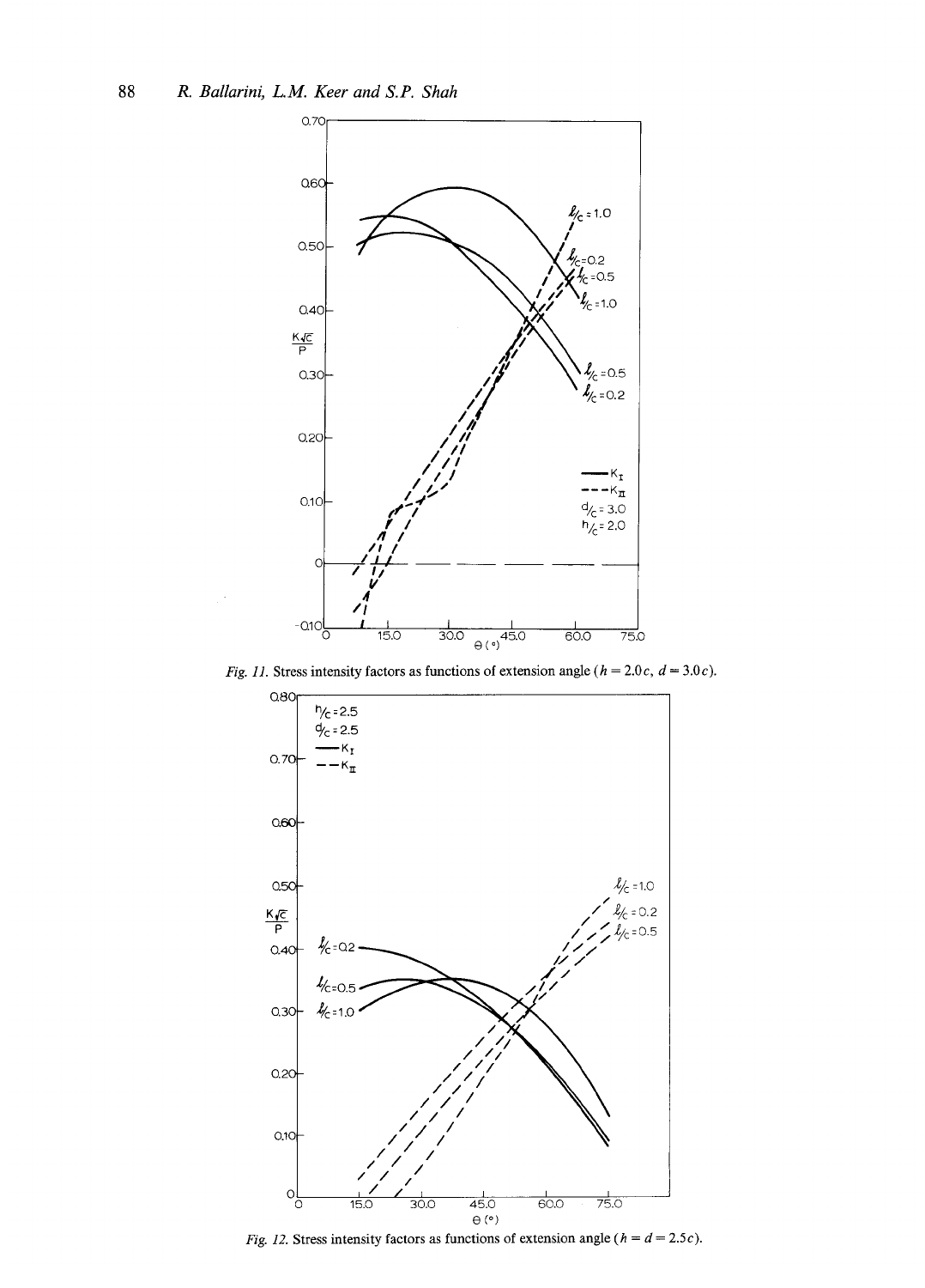*Fig. 11.* Stress intensity factors as functions of extension angle ($h = 2.0c$, $d = 3.0c$).

*Fig. 12.* Stress intensity factors as functions of extension angle ($h = d = 2.5c$).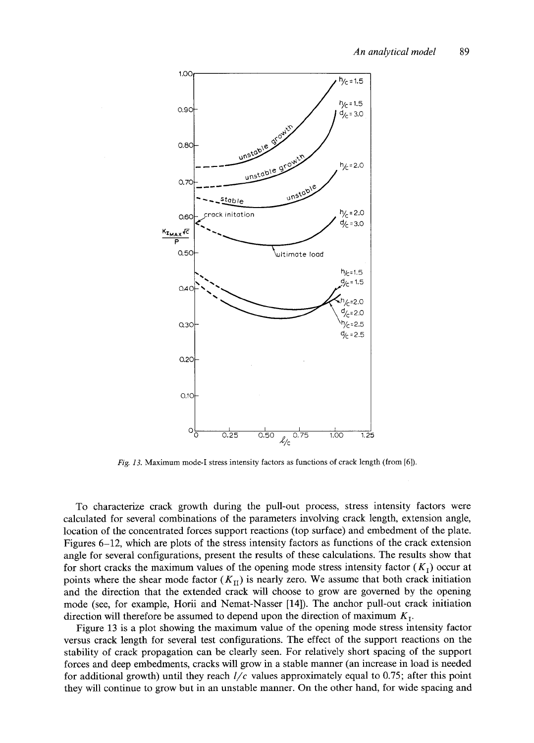Fig. 13. Maximum mode-I stress intensity factors as functions of crack length (from [6]).

To characterize crack growth during the pull-out process, stress intensity factors were calculated for several combinations of the parameters involving crack length, extension angle, location of the concentrated forces support reactions (top surface) and embedment of the plate. Figures 6–12, which are plots of the stress intensity factors as functions of the crack extension angle for several configurations, present the results of these calculations. The results show that for short cracks the maximum values of the opening mode stress intensity factor ($K_I$) occur at points where the shear mode factor ($K_{II}$) is nearly zero. We assume that both crack initiation and the direction that the extended crack will choose to grow are governed by the opening mode (see, for example, Horii and Nemat-Nasser [14]). The anchor pull-out crack initiation direction will therefore be assumed to depend upon the direction of maximum $K_I$.

Figure 13 is a plot showing the maximum value of the opening mode stress intensity factor versus crack length for several test configurations. The effect of the support reactions on the stability of crack propagation can be clearly seen. For relatively short spacing of the support forces and deep embedments, cracks will grow in a stable manner (an increase in load is needed for additional growth) until they reach $l/c$ values approximately equal to 0.75; after this point they will continue to grow but in an unstable manner. On the other hand, for wide spacing and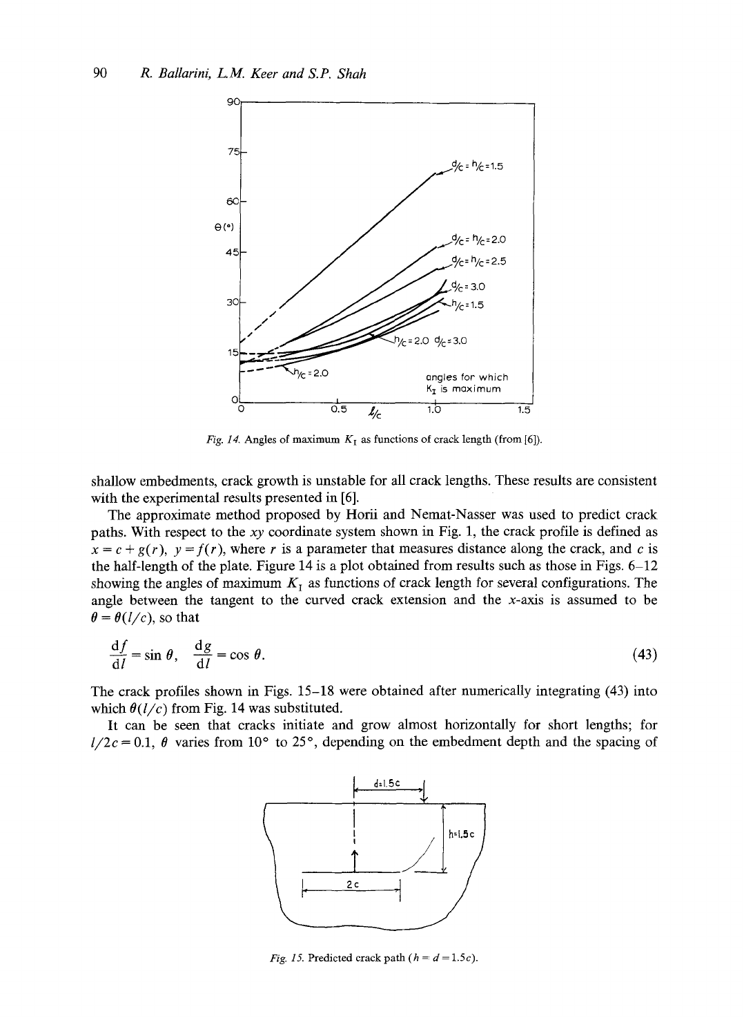Fig. 14. Angles of maximum $K_I$ as functions of crack length (from [6]).

shallow embedments, crack growth is unstable for all crack lengths. These results are consistent with the experimental results presented in [6].

The approximate method proposed by Horii and Nemat-Nasser was used to predict crack paths. With respect to the $xy$ coordinate system shown in Fig. 1, the crack profile is defined as $x = c + g(r)$, $y = f(r)$, where $r$ is a parameter that measures distance along the crack, and $c$ is the half-length of the plate. Figure 14 is a plot obtained from results such as those in Figs. 6–12 showing the angles of maximum $K_I$ as functions of crack length for several configurations. The angle between the tangent to the curved crack extension and the $x$-axis is assumed to be $\theta = \theta(l/c)$, so that

$$\frac{\mathrm{d}f}{\mathrm{d}l} = \sin\theta, \quad \frac{\mathrm{d}g}{\mathrm{d}l} = \cos\theta. \tag{43}$$

The crack profiles shown in Figs. 15–18 were obtained after numerically integrating (43) into which $\theta(l/c)$ from Fig. 14 was substituted.

It can be seen that cracks initiate and grow almost horizontally for short lengths; for $l/2c = 0.1$, $\theta$ varies from 10° to 25°, depending on the embedment depth and the spacing of

Fig. 15. Predicted crack path ($h = d = 1.5c$).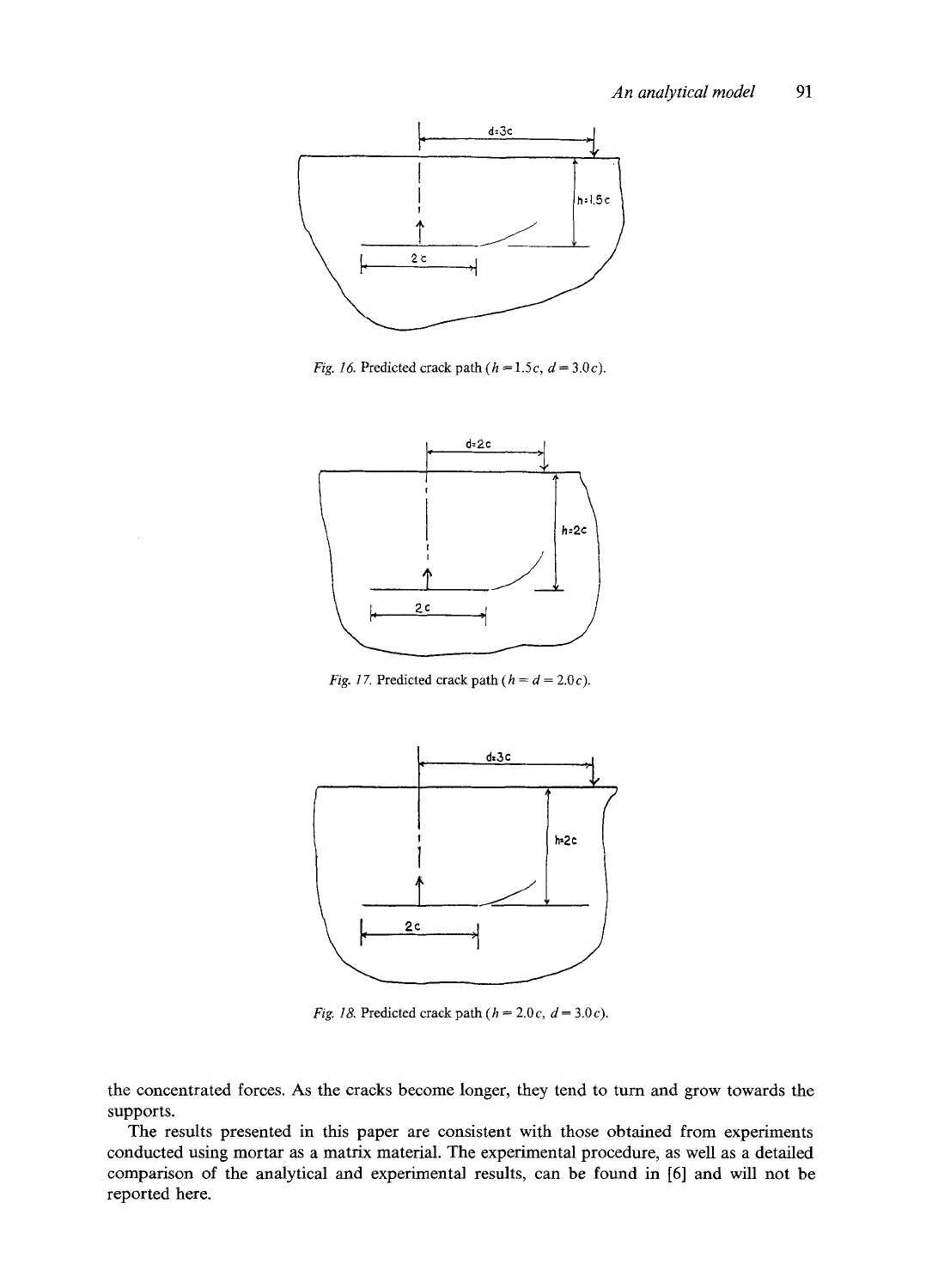*Fig. 16.* Predicted crack path ($h = 1.5c$, $d = 3.0c$).

*Fig. 17.* Predicted crack path ($h = d = 2.0c$).

*Fig. 18.* Predicted crack path ($h = 2.0c$, $d = 3.0c$).

the concentrated forces. As the cracks become longer, they tend to turn and grow towards the supports.

The results presented in this paper are consistent with those obtained from experiments conducted using mortar as a matrix material. The experimental procedure, as well as a detailed comparison of the analytical and experimental results, can be found in [6] and will not be reported here.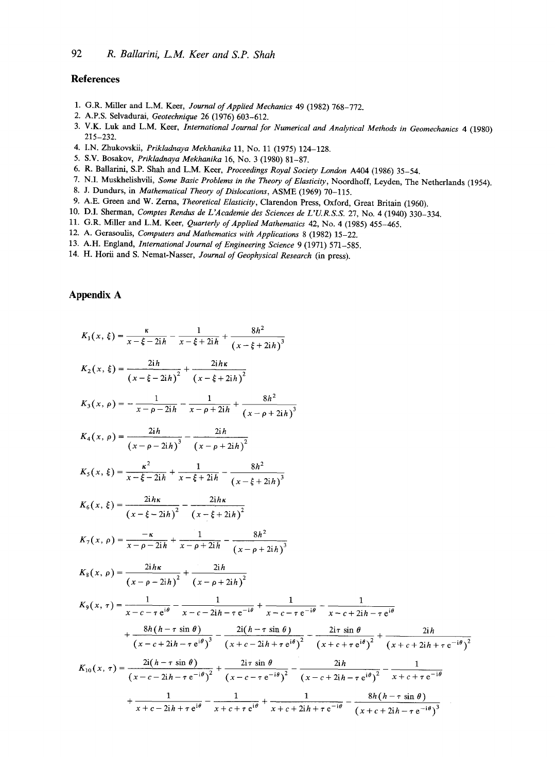## References

1. G.R. Miller and L.M. Keer, *Journal of Applied Mechanics* 49 (1982) 768–772.
2. A.P.S. Selvadurai, *Geotechnique* 26 (1976) 603–612.
3. V.K. Luk and L.M. Keer, *International Journal for Numerical and Analytical Methods in Geomechanics* 4 (1980) 215–232.
4. I.N. Zhukovskii, *Prikladnaya Mekhanika* 11, No. 11 (1975) 124–128.
5. S.V. Bosakov, *Prikladnaya Mekhanika* 16, No. 3 (1980) 81–87.
6. R. Ballarini, S.P. Shah and L.M. Keer, *Proceedings Royal Society London* A404 (1986) 35–54.
7. N.I. Muskhelishvili, *Some Basic Problems in the Theory of Elasticity*, Noordhoff, Leyden, The Netherlands (1954).
8. J. Dundurs, in *Mathematical Theory of Dislocations*, ASME (1969) 70–115.
9. A.E. Green and W. Zerna, *Theoretical Elasticity*, Clarendon Press, Oxford, Great Britain (1960).
10. D.I. Sherman, *Comptes Rendus de L'Academie des Sciences de L'U.R.S.S.* 27, No. 4 (1940) 330–334.
11. G.R. Miller and L.M. Keer, *Quarterly of Applied Mathematics* 42, No. 4 (1985) 455–465.
12. A. Gerasoulis, *Computers and Mathematics with Applications* 8 (1982) 15–22.
13. A.H. England, *International Journal of Engineering Science* 9 (1971) 571–585.
14. H. Horii and S. Nemat-Nasser, *Journal of Geophysical Research* (in press).

## Appendix A

$$K_1(x, \xi) = \frac{\kappa}{x-\xi-2\mathrm{i}h} - \frac{1}{x-\xi+2\mathrm{i}h} + \frac{8h^2}{(x-\xi+2\mathrm{i}h)^3}$$

$$K_2(x, \xi) = \frac{2\mathrm{i}h}{(x-\xi-2\mathrm{i}h)^2} + \frac{2\mathrm{i}h\kappa}{(x-\xi+2\mathrm{i}h)^2}$$

$$K_3(x, \rho) = -\frac{1}{x-\rho-2\mathrm{i}h} - \frac{1}{x-\rho+2\mathrm{i}h} + \frac{8h^2}{(x-\rho+2\mathrm{i}h)^3}$$

$$K_4(x, \rho) = \frac{2\mathrm{i}h}{(x-\rho-2\mathrm{i}h)^3} - \frac{2\mathrm{i}h}{(x-\rho+2\mathrm{i}h)^2}$$

$$K_5(x, \xi) = \frac{\kappa^2}{x-\xi-2\mathrm{i}h} + \frac{1}{x-\xi+2\mathrm{i}h} - \frac{8h^2}{(x-\xi+2\mathrm{i}h)^3}$$

$$K_6(x, \xi) = \frac{2\mathrm{i}h\kappa}{(x-\xi-2\mathrm{i}h)^2} - \frac{2\mathrm{i}h\kappa}{(x-\xi+2\mathrm{i}h)^2}$$

$$K_7(x, \rho) = \frac{-\kappa}{x-\rho-2\mathrm{i}h} + \frac{1}{x-\rho+2\mathrm{i}h} - \frac{8h^2}{(x-\rho+2\mathrm{i}h)^3}$$

$$K_8(x, \rho) = \frac{2\mathrm{i}h\kappa}{(x-\rho-2\mathrm{i}h)^2} + \frac{2\mathrm{i}h}{(x-\rho+2\mathrm{i}h)^2}$$

$$\begin{aligned} K_9(x, \tau) = {} & \frac{1}{x-c-\tau\,\mathrm{e}^{\mathrm{i}\theta}} - \frac{1}{x-c-2\mathrm{i}h-\tau\,\mathrm{e}^{-\mathrm{i}\theta}} + \frac{1}{x-c-\tau\,\mathrm{e}^{-\mathrm{i}\theta}} - \frac{1}{x-c+2\mathrm{i}h-\tau\,\mathrm{e}^{\mathrm{i}\theta}} \\ & + \frac{8h(h-\tau\sin\theta)}{(x-c+2\mathrm{i}h-\tau\,\mathrm{e}^{\mathrm{i}\theta})^3} - \frac{2\mathrm{i}(h-\tau\sin\theta)}{(x+c-2\mathrm{i}h+\tau\,\mathrm{e}^{\mathrm{i}\theta})^2} - \frac{2\mathrm{i}\tau\sin\theta}{(x+c+\tau\,\mathrm{e}^{\mathrm{i}\theta})^2} + \frac{2\mathrm{i}h}{(x+c+2\mathrm{i}h+\tau\,\mathrm{e}^{-\mathrm{i}\theta})^2} \end{aligned}$$

$$\begin{aligned} K_{10}(x, \tau) = {} & \frac{2\mathrm{i}(h-\tau\sin\theta)}{(x-c-2\mathrm{i}h-\tau\,\mathrm{e}^{-\mathrm{i}\theta})^2} + \frac{2\mathrm{i}\tau\sin\theta}{(x-c-\tau\,\mathrm{e}^{-\mathrm{i}\theta})^2} - \frac{2\mathrm{i}h}{(x-c+2\mathrm{i}h-\tau\,\mathrm{e}^{\mathrm{i}\theta})^2} - \frac{1}{x+c+\tau\,\mathrm{e}^{-\mathrm{i}\theta}} \\ & + \frac{1}{x+c-2\mathrm{i}h+\tau\,\mathrm{e}^{\mathrm{i}\theta}} - \frac{1}{x+c+\tau\,\mathrm{e}^{\mathrm{i}\theta}} + \frac{1}{x+c+2\mathrm{i}h+\tau\,\mathrm{e}^{-\mathrm{i}\theta}} - \frac{8h(h-\tau\sin\theta)}{(x+c+2\mathrm{i}h-\tau\,\mathrm{e}^{-\mathrm{i}\theta})^3} \end{aligned}$$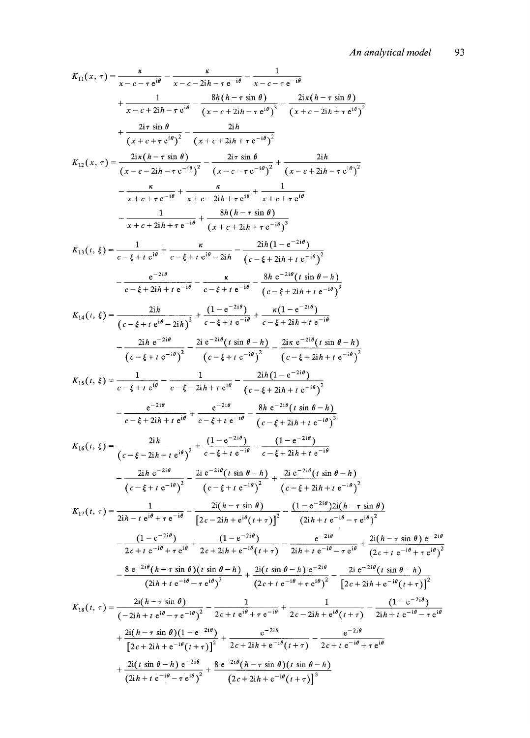$$K_{11}(x,\tau)=\frac{\kappa}{x-c-\tau\,e^{i\theta}}-\frac{\kappa}{x-c-2ih-\tau\,e^{-i\theta}}-\frac{1}{x-c-\tau\,e^{-i\theta}}$$

$$+\frac{1}{x-c+2ih-\tau\,e^{i\theta}}-\frac{8h(h-\tau\sin\theta)}{\left(x-c+2ih-\tau\,e^{i\theta}\right)^{3}}-\frac{2i\kappa(h-\tau\sin\theta)}{\left(x+c-2ih+\tau\,e^{i\theta}\right)^{2}}$$

$$+\frac{2i\tau\sin\theta}{\left(x+c+\tau\,e^{i\theta}\right)^{2}}-\frac{2ih}{\left(x+c+2ih+\tau\,e^{-i\theta}\right)^{2}}$$

$$K_{12}(x,\tau)=\frac{2i\kappa(h-\tau\sin\theta)}{\left(x-c-2ih-\tau\,e^{-i\theta}\right)^{2}}-\frac{2i\tau\sin\theta}{\left(x-c-\tau\,e^{-i\theta}\right)^{2}}+\frac{2ih}{\left(x-c+2ih-\tau\,e^{i\theta}\right)^{2}}$$

$$-\frac{\kappa}{x+c+\tau\,e^{-i\theta}}+\frac{\kappa}{x+c-2ih+\tau\,e^{i\theta}}+\frac{1}{x+c+\tau\,e^{i\theta}}$$

$$-\frac{1}{x+c+2ih+\tau\,e^{-i\theta}}+\frac{8h(h-\tau\sin\theta)}{\left(x+c+2ih+\tau\,e^{-i\theta}\right)^{3}}$$

$$K_{13}(t,\xi)=\frac{1}{c-\xi+t\,e^{i\theta}}+\frac{\kappa}{c-\xi+t\,e^{i\theta}-2ih}-\frac{2ih(1-e^{-2i\theta})}{\left(c-\xi+2ih+t\,e^{-i\theta}\right)^{2}}$$

$$-\frac{e^{-2i\theta}}{c-\xi+2ih+t\,e^{-i\theta}}-\frac{\kappa}{c-\xi+t\,e^{-i\theta}}-\frac{8h\,e^{-2i\theta}(t\sin\theta-h)}{\left(c-\xi+2ih+t\,e^{-i\theta}\right)^{3}}$$

$$K_{14}(t,\xi)=\frac{2ih}{\left(c-\xi+t\,e^{i\theta}-2ih\right)^{2}}+\frac{(1-e^{-2i\theta})}{c-\xi+t\,e^{-i\theta}}+\frac{\kappa(1-e^{-2i\theta})}{c-\xi+2ih+t\,e^{-i\theta}}$$

$$-\frac{2ih\,e^{-2i\theta}}{\left(c-\xi+t\,e^{-i\theta}\right)^{2}}-\frac{2i\,e^{-2i\theta}(t\sin\theta-h)}{\left(c-\xi+t\,e^{-i\theta}\right)^{2}}-\frac{2i\kappa\,e^{-2i\theta}(t\sin\theta-h)}{\left(c-\xi+2ih+t\,e^{-i\theta}\right)^{2}}$$

$$K_{15}(t,\xi)=\frac{1}{c-\xi+t\,e^{i\theta}}-\frac{1}{c-\xi-2ih+t\,e^{i\theta}}-\frac{2ih(1-e^{-2i\theta})}{\left(c-\xi+2ih+t\,e^{-i\theta}\right)^{2}}$$

$$-\frac{e^{-2i\theta}}{c-\xi+2ih+t\,e^{i\theta}}+\frac{e^{-2i\theta}}{c-\xi+t\,e^{-i\theta}}-\frac{8h\,e^{-2i\theta}(t\sin\theta-h)}{\left(c-\xi+2ih+t\,e^{-i\theta}\right)^{3}}$$

$$K_{16}(t,\xi)=\frac{2ih}{\left(c-\xi-2ih+t\,e^{i\theta}\right)^{2}}+\frac{(1-e^{-2i\theta})}{c-\xi+t\,e^{-i\theta}}-\frac{(1-e^{-2i\theta})}{c-\xi+2ih+t\,e^{-i\theta}}$$

$$-\frac{2ih\,e^{-2i\theta}}{\left(c-\xi+t\,e^{-i\theta}\right)^{2}}-\frac{2i\,e^{-2i\theta}(t\sin\theta-h)}{\left(c-\xi+t\,e^{-i\theta}\right)^{2}}+\frac{2i\,e^{-2i\theta}(t\sin\theta-h)}{\left(c-\xi+2ih+t\,e^{-i\theta}\right)^{2}}$$

$$K_{17}(t,\tau)=\frac{1}{2ih-t\,e^{i\theta}+\tau\,e^{-i\theta}}-\frac{2i(h-\tau\sin\theta)}{\left[2c-2ih+e^{i\theta}(t+\tau)\right]^{2}}-\frac{(1-e^{-2i\theta})2i(h-\tau\sin\theta)}{\left(2ih+t\,e^{-i\theta}-\tau\,e^{i\theta}\right)^{2}}$$

$$-\frac{(1-e^{-2i\theta})}{2c+t\,e^{-i\theta}+\tau\,e^{i\theta}}+\frac{(1-e^{-2i\theta})}{2c+2ih+e^{-i\theta}(t+\tau)}-\frac{e^{-2i\theta}}{2ih+t\,e^{-i\theta}-\tau\,e^{i\theta}}+\frac{2i(h-\tau\sin\theta)\,e^{-2i\theta}}{\left(2c+t\,e^{-i\theta}+\tau\,e^{i\theta}\right)^{2}}$$

$$-\frac{8\,e^{-2i\theta}(h-\tau\sin\theta)(t\sin\theta-h)}{\left(2ih+t\,e^{-i\theta}-\tau\,e^{i\theta}\right)^{3}}+\frac{2i(t\sin\theta-h)\,e^{-2i\theta}}{\left(2c+t\,e^{-i\theta}+\tau\,e^{i\theta}\right)^{2}}-\frac{2i\,e^{-2i\theta}(t\sin\theta-h)}{\left[2c+2ih+e^{-i\theta}(t+\tau)\right]^{2}}$$

$$K_{18}(t,\tau)=\frac{2i(h-\tau\sin\theta)}{\left(-2ih+t\,e^{i\theta}-\tau\,e^{-i\theta}\right)^{2}}-\frac{1}{2c+t\,e^{i\theta}+\tau\,e^{-i\theta}}+\frac{1}{2c-2ih+e^{i\theta}(t+\tau)}-\frac{(1-e^{-2i\theta})}{2ih+t\,e^{-i\theta}-\tau\,e^{i\theta}}$$

$$+\frac{2i(h-\tau\sin\theta)(1-e^{-2i\theta})}{\left[2c+2ih+e^{-i\theta}(t+\tau)\right]^{2}}+\frac{e^{-2i\theta}}{2c+2ih+e^{-i\theta}(t+\tau)}-\frac{e^{-2i\theta}}{2c+t\,e^{-i\theta}+\tau\,e^{i\theta}}$$

$$+\frac{2i(t\sin\theta-h)\,e^{-2i\theta}}{\left(2ih+t\,e^{-i\theta}-\tau\,e^{i\theta}\right)^{2}}+\frac{8\,e^{-2i\theta}(h-\tau\sin\theta)(t\sin\theta-h)}{\left(2c+2ih+e^{-i\theta}(t+\tau)\right)^{3}}$$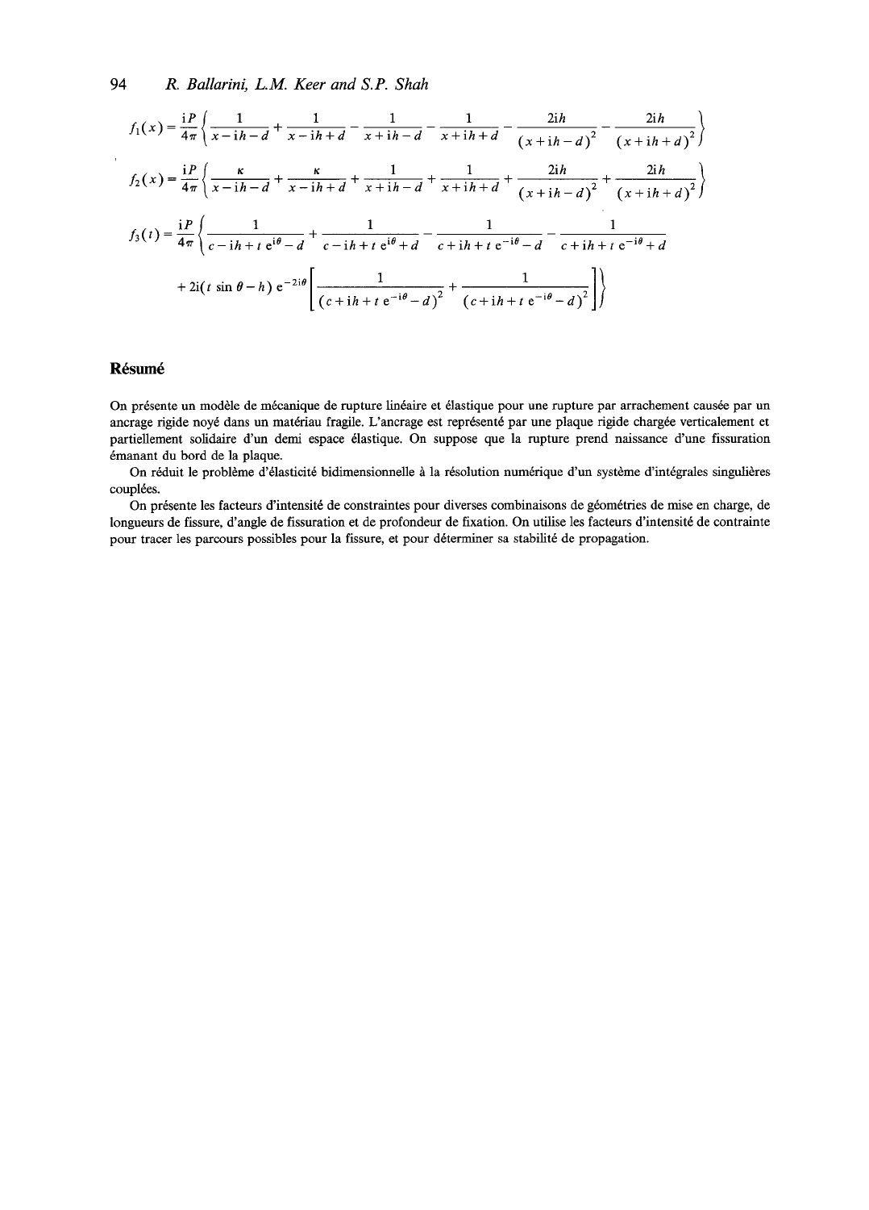$$f_1(x) = \frac{\mathrm{i}P}{4\pi}\left\{\frac{1}{x-\mathrm{i}h-d} + \frac{1}{x-\mathrm{i}h+d} - \frac{1}{x+\mathrm{i}h-d} - \frac{1}{x+\mathrm{i}h+d} - \frac{2\mathrm{i}h}{(x+\mathrm{i}h-d)^2} - \frac{2\mathrm{i}h}{(x+\mathrm{i}h+d)^2}\right\}$$

$$f_2(x) = \frac{\mathrm{i}P}{4\pi}\left\{\frac{\kappa}{x-\mathrm{i}h-d} + \frac{\kappa}{x-\mathrm{i}h+d} + \frac{1}{x+\mathrm{i}h-d} + \frac{1}{x+\mathrm{i}h+d} + \frac{2\mathrm{i}h}{(x+\mathrm{i}h-d)^2} + \frac{2\mathrm{i}h}{(x+\mathrm{i}h+d)^2}\right\}$$

$$f_3(t) = \frac{\mathrm{i}P}{4\pi}\left\{\frac{1}{c-\mathrm{i}h+t\,\mathrm{e}^{\mathrm{i}\theta}-d} + \frac{1}{c-\mathrm{i}h+t\,\mathrm{e}^{\mathrm{i}\theta}+d} - \frac{1}{c+\mathrm{i}h+t\,\mathrm{e}^{-\mathrm{i}\theta}-d} - \frac{1}{c+\mathrm{i}h+t\,\mathrm{e}^{-\mathrm{i}\theta}+d}\right.$$

$$\left. + 2\mathrm{i}(t\sin\theta - h)\,\mathrm{e}^{-2\mathrm{i}\theta}\left[\frac{1}{(c+\mathrm{i}h+t\,\mathrm{e}^{-\mathrm{i}\theta}-d)^2} + \frac{1}{(c+\mathrm{i}h+t\,\mathrm{e}^{-\mathrm{i}\theta}-d)^2}\right]\right\}$$

## Résumé

On présente un modèle de mécanique de rupture linéaire et élastique pour une rupture par arrachement causée par un ancrage rigide noyé dans un matériau fragile. L'ancrage est représenté par une plaque rigide chargée verticalement et partiellement solidaire d'un demi espace élastique. On suppose que la rupture prend naissance d'une fissuration émanant du bord de la plaque.

On réduit le problème d'élasticité bidimensionnelle à la résolution numérique d'un système d'intégrales singulières couplées.

On présente les facteurs d'intensité de constraintes pour diverses combinaisons de géométries de mise en charge, de longueurs de fissure, d'angle de fissuration et de profondeur de fixation. On utilise les facteurs d'intensité de contrainte pour tracer les parcours possibles pour la fissure, et pour déterminer sa stabilité de propagation.